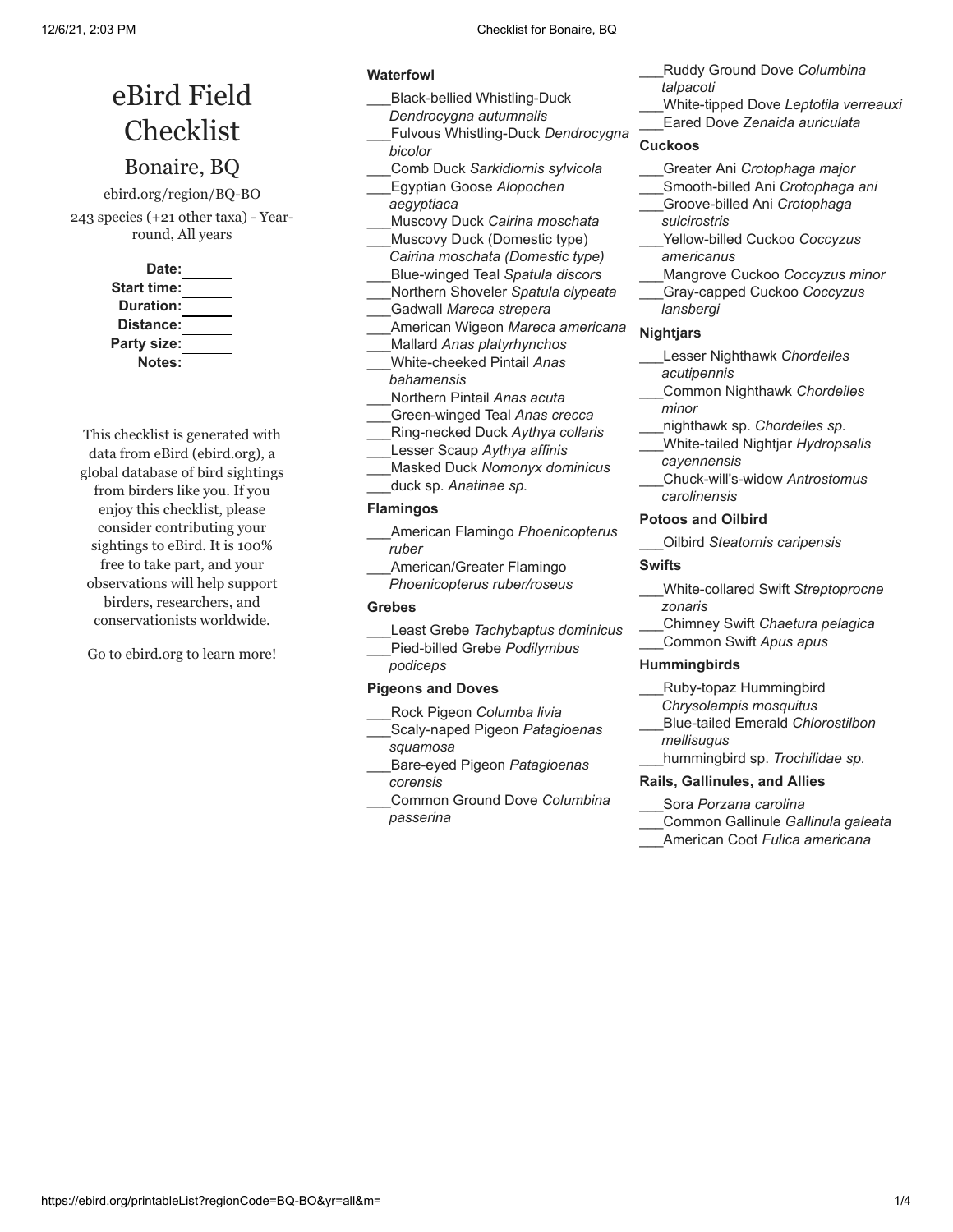# eBird Field Checklist

## Bonaire, BQ

ebird.org/region/BQ-BO

243 species (+21 other taxa) - Year-round, All years

**Date:** ______
**Start time:** ______
**Duration:** ______
**Distance:** ______
**Party size:** ______
**Notes:**

This checklist is generated with data from eBird (ebird.org), a global database of bird sightings from birders like you. If you enjoy this checklist, please consider contributing your sightings to eBird. It is 100% free to take part, and your observations will help support birders, researchers, and conservationists worldwide.

Go to ebird.org to learn more!

### Waterfowl

___Black-bellied Whistling-Duck *Dendrocygna autumnalis*
___Fulvous Whistling-Duck *Dendrocygna bicolor*
___Comb Duck *Sarkidiornis sylvicola*
___Egyptian Goose *Alopochen aegyptiaca*
___Muscovy Duck *Cairina moschata*
___Muscovy Duck (Domestic type) *Cairina moschata (Domestic type)*
___Blue-winged Teal *Spatula discors*
___Northern Shoveler *Spatula clypeata*
___Gadwall *Mareca strepera*
___American Wigeon *Mareca americana*
___Mallard *Anas platyrhynchos*
___White-cheeked Pintail *Anas bahamensis*
___Northern Pintail *Anas acuta*
___Green-winged Teal *Anas crecca*
___Ring-necked Duck *Aythya collaris*
___Lesser Scaup *Aythya affinis*
___Masked Duck *Nomonyx dominicus*
___duck sp. *Anatinae sp.*

### Flamingos

___American Flamingo *Phoenicopterus ruber*
___American/Greater Flamingo *Phoenicopterus ruber/roseus*

### Grebes

___Least Grebe *Tachybaptus dominicus*
___Pied-billed Grebe *Podilymbus podiceps*

### Pigeons and Doves

___Rock Pigeon *Columba livia*
___Scaly-naped Pigeon *Patagioenas squamosa*
___Bare-eyed Pigeon *Patagioenas corensis*
___Common Ground Dove *Columbina passerina*
___Ruddy Ground Dove *Columbina talpacoti*
___White-tipped Dove *Leptotila verreauxi*
___Eared Dove *Zenaida auriculata*

### Cuckoos

___Greater Ani *Crotophaga major*
___Smooth-billed Ani *Crotophaga ani*
___Groove-billed Ani *Crotophaga sulcirostris*
___Yellow-billed Cuckoo *Coccyzus americanus*
___Mangrove Cuckoo *Coccyzus minor*
___Gray-capped Cuckoo *Coccyzus lansbergi*

### Nightjars

___Lesser Nighthawk *Chordeiles acutipennis*
___Common Nighthawk *Chordeiles minor*
___nighthawk sp. *Chordeiles sp.*
___White-tailed Nightjar *Hydropsalis cayennensis*
___Chuck-will's-widow *Antrostomus carolinensis*

### Potoos and Oilbird

___Oilbird *Steatornis caripensis*

### Swifts

___White-collared Swift *Streptoprocne zonaris*
___Chimney Swift *Chaetura pelagica*
___Common Swift *Apus apus*

### Hummingbirds

___Ruby-topaz Hummingbird *Chrysolampis mosquitus*
___Blue-tailed Emerald *Chlorostilbon mellisugus*
___hummingbird sp. *Trochilidae sp.*

### Rails, Gallinules, and Allies

___Sora *Porzana carolina*
___Common Gallinule *Gallinula galeata*
___American Coot *Fulica americana*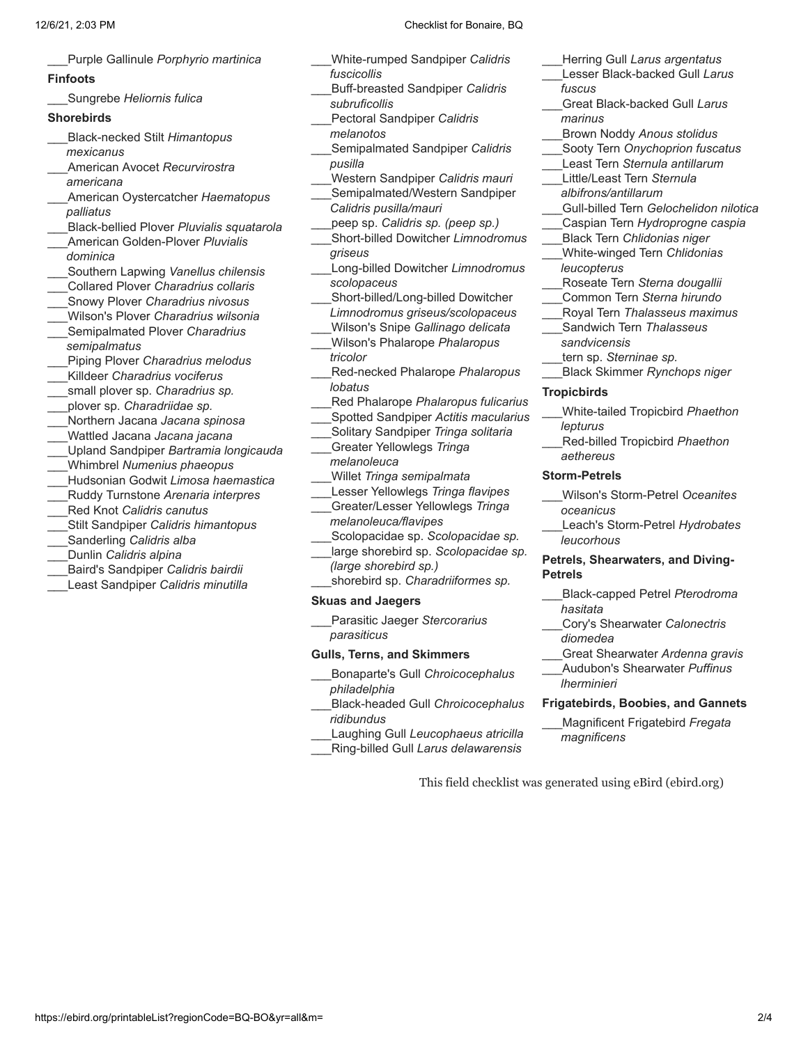___Purple Gallinule *Porphyrio martinica*

**Finfoots**

___Sungrebe *Heliornis fulica*

**Shorebirds**

___Black-necked Stilt *Himantopus mexicanus*
___American Avocet *Recurvirostra americana*
___American Oystercatcher *Haematopus palliatus*
___Black-bellied Plover *Pluvialis squatarola*
___American Golden-Plover *Pluvialis dominica*
___Southern Lapwing *Vanellus chilensis*
___Collared Plover *Charadrius collaris*
___Snowy Plover *Charadrius nivosus*
___Wilson's Plover *Charadrius wilsonia*
___Semipalmated Plover *Charadrius semipalmatus*
___Piping Plover *Charadrius melodus*
___Killdeer *Charadrius vociferus*
___small plover sp. *Charadrius sp.*
___plover sp. *Charadriidae sp.*
___Northern Jacana *Jacana spinosa*
___Wattled Jacana *Jacana jacana*
___Upland Sandpiper *Bartramia longicauda*
___Whimbrel *Numenius phaeopus*
___Hudsonian Godwit *Limosa haemastica*
___Ruddy Turnstone *Arenaria interpres*
___Red Knot *Calidris canutus*
___Stilt Sandpiper *Calidris himantopus*
___Sanderling *Calidris alba*
___Dunlin *Calidris alpina*
___Baird's Sandpiper *Calidris bairdii*
___Least Sandpiper *Calidris minutilla*
___White-rumped Sandpiper *Calidris fuscicollis*
___Buff-breasted Sandpiper *Calidris subruficollis*
___Pectoral Sandpiper *Calidris melanotos*
___Semipalmated Sandpiper *Calidris pusilla*
___Western Sandpiper *Calidris mauri*
___Semipalmated/Western Sandpiper *Calidris pusilla/mauri*
___peep sp. *Calidris sp. (peep sp.)*
___Short-billed Dowitcher *Limnodromus griseus*
___Long-billed Dowitcher *Limnodromus scolopaceus*
___Short-billed/Long-billed Dowitcher *Limnodromus griseus/scolopaceus*
___Wilson's Snipe *Gallinago delicata*
___Wilson's Phalarope *Phalaropus tricolor*
___Red-necked Phalarope *Phalaropus lobatus*
___Red Phalarope *Phalaropus fulicarius*
___Spotted Sandpiper *Actitis macularius*
___Solitary Sandpiper *Tringa solitaria*
___Greater Yellowlegs *Tringa melanoleuca*
___Willet *Tringa semipalmata*
___Lesser Yellowlegs *Tringa flavipes*
___Greater/Lesser Yellowlegs *Tringa melanoleuca/flavipes*
___Scolopacidae sp. *Scolopacidae sp.*
___large shorebird sp. *Scolopacidae sp. (large shorebird sp.)*
___shorebird sp. *Charadriiformes sp.*

**Skuas and Jaegers**

___Parasitic Jaeger *Stercorarius parasiticus*

**Gulls, Terns, and Skimmers**

___Bonaparte's Gull *Chroicocephalus philadelphia*
___Black-headed Gull *Chroicocephalus ridibundus*
___Laughing Gull *Leucophaeus atricilla*
___Ring-billed Gull *Larus delawarensis*
___Herring Gull *Larus argentatus*
___Lesser Black-backed Gull *Larus fuscus*
___Great Black-backed Gull *Larus marinus*
___Brown Noddy *Anous stolidus*
___Sooty Tern *Onychoprion fuscatus*
___Least Tern *Sternula antillarum*
___Little/Least Tern *Sternula albifrons/antillarum*
___Gull-billed Tern *Gelochelidon nilotica*
___Caspian Tern *Hydroprogne caspia*
___Black Tern *Chlidonias niger*
___White-winged Tern *Chlidonias leucopterus*
___Roseate Tern *Sterna dougallii*
___Common Tern *Sterna hirundo*
___Royal Tern *Thalasseus maximus*
___Sandwich Tern *Thalasseus sandvicensis*
___tern sp. *Sterninae sp.*
___Black Skimmer *Rynchops niger*

**Tropicbirds**

___White-tailed Tropicbird *Phaethon lepturus*
___Red-billed Tropicbird *Phaethon aethereus*

**Storm-Petrels**

___Wilson's Storm-Petrel *Oceanites oceanicus*
___Leach's Storm-Petrel *Hydrobates leucorhous*

**Petrels, Shearwaters, and Diving-Petrels**

___Black-capped Petrel *Pterodroma hasitata*
___Cory's Shearwater *Calonectris diomedea*
___Great Shearwater *Ardenna gravis*
___Audubon's Shearwater *Puffinus lherminieri*

**Frigatebirds, Boobies, and Gannets**

___Magnificent Frigatebird *Fregata magnificens*

This field checklist was generated using eBird (ebird.org)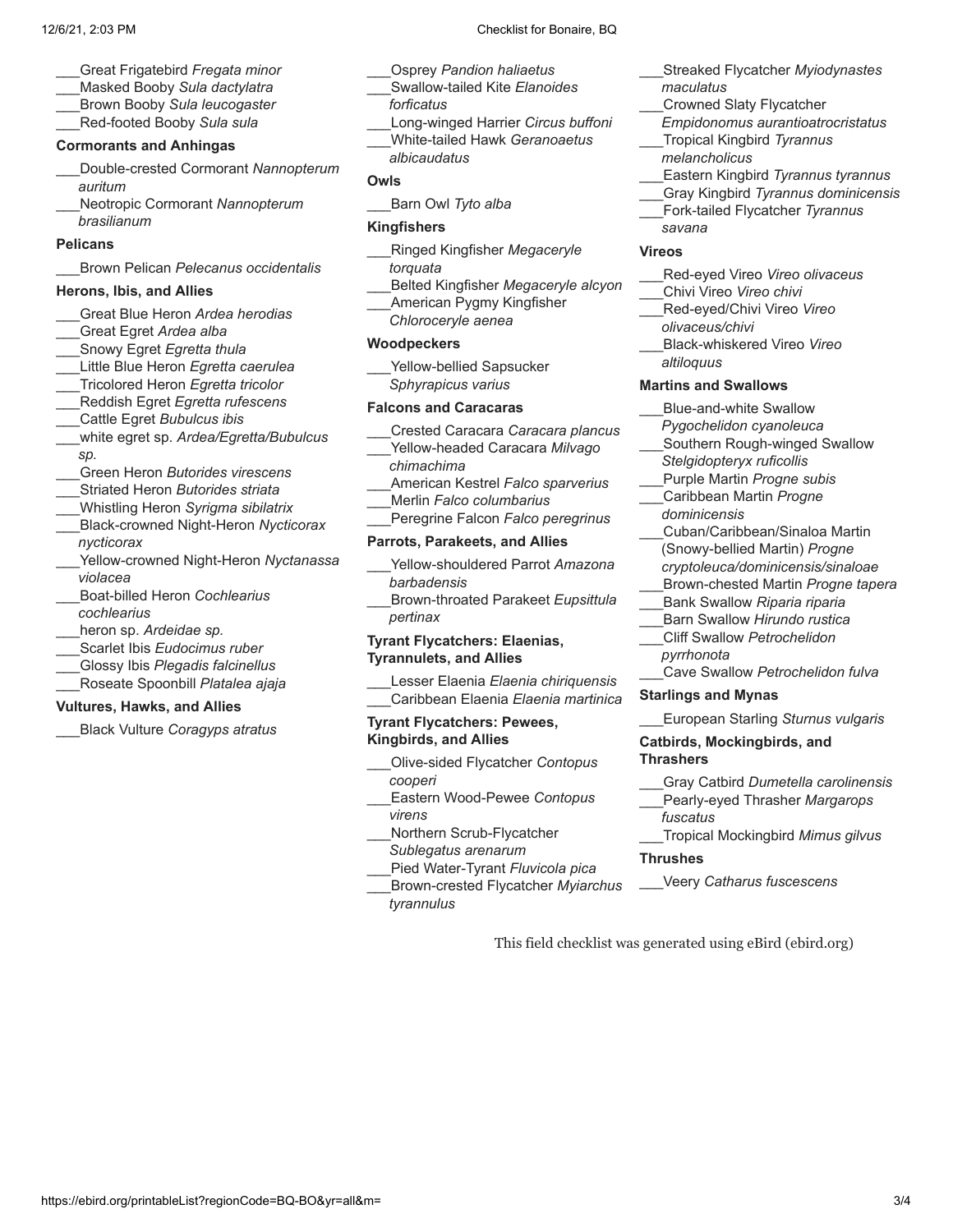___Great Frigatebird *Fregata minor*
___Masked Booby *Sula dactylatra*
___Brown Booby *Sula leucogaster*
___Red-footed Booby *Sula sula*

### Cormorants and Anhingas

___Double-crested Cormorant *Nannopterum auritum*
___Neotropic Cormorant *Nannopterum brasilianum*

### Pelicans

___Brown Pelican *Pelecanus occidentalis*

### Herons, Ibis, and Allies

___Great Blue Heron *Ardea herodias*
___Great Egret *Ardea alba*
___Snowy Egret *Egretta thula*
___Little Blue Heron *Egretta caerulea*
___Tricolored Heron *Egretta tricolor*
___Reddish Egret *Egretta rufescens*
___Cattle Egret *Bubulcus ibis*
___white egret sp. *Ardea/Egretta/Bubulcus sp.*
___Green Heron *Butorides virescens*
___Striated Heron *Butorides striata*
___Whistling Heron *Syrigma sibilatrix*
___Black-crowned Night-Heron *Nycticorax nycticorax*
___Yellow-crowned Night-Heron *Nyctanassa violacea*
___Boat-billed Heron *Cochlearius cochlearius*
___heron sp. *Ardeidae sp.*
___Scarlet Ibis *Eudocimus ruber*
___Glossy Ibis *Plegadis falcinellus*
___Roseate Spoonbill *Platalea ajaja*

### Vultures, Hawks, and Allies

___Black Vulture *Coragyps atratus*
___Osprey *Pandion haliaetus*
___Swallow-tailed Kite *Elanoides forficatus*
___Long-winged Harrier *Circus buffoni*
___White-tailed Hawk *Geranoaetus albicaudatus*

### Owls

___Barn Owl *Tyto alba*

### Kingfishers

___Ringed Kingfisher *Megaceryle torquata*
___Belted Kingfisher *Megaceryle alcyon*
___American Pygmy Kingfisher *Chloroceryle aenea*

### Woodpeckers

___Yellow-bellied Sapsucker *Sphyrapicus varius*

### Falcons and Caracaras

___Crested Caracara *Caracara plancus*
___Yellow-headed Caracara *Milvago chimachima*
___American Kestrel *Falco sparverius*
___Merlin *Falco columbarius*
___Peregrine Falcon *Falco peregrinus*

### Parrots, Parakeets, and Allies

___Yellow-shouldered Parrot *Amazona barbadensis*
___Brown-throated Parakeet *Eupsittula pertinax*

### Tyrant Flycatchers: Elaenias, Tyrannulets, and Allies

___Lesser Elaenia *Elaenia chiriquensis*
___Caribbean Elaenia *Elaenia martinica*

### Tyrant Flycatchers: Pewees, Kingbirds, and Allies

___Olive-sided Flycatcher *Contopus cooperi*
___Eastern Wood-Pewee *Contopus virens*
___Northern Scrub-Flycatcher *Sublegatus arenarum*
___Pied Water-Tyrant *Fluvicola pica*
___Brown-crested Flycatcher *Myiarchus tyrannulus*
___Streaked Flycatcher *Myiodynastes maculatus*
___Crowned Slaty Flycatcher *Empidonomus aurantioatrocristatus*
___Tropical Kingbird *Tyrannus melancholicus*
___Eastern Kingbird *Tyrannus tyrannus*
___Gray Kingbird *Tyrannus dominicensis*
___Fork-tailed Flycatcher *Tyrannus savana*

### Vireos

___Red-eyed Vireo *Vireo olivaceus*
___Chivi Vireo *Vireo chivi*
___Red-eyed/Chivi Vireo *Vireo olivaceus/chivi*
___Black-whiskered Vireo *Vireo altiloquus*

### Martins and Swallows

___Blue-and-white Swallow *Pygochelidon cyanoleuca*
___Southern Rough-winged Swallow *Stelgidopteryx ruficollis*
___Purple Martin *Progne subis*
___Caribbean Martin *Progne dominicensis*
___Cuban/Caribbean/Sinaloa Martin (Snowy-bellied Martin) *Progne cryptoleuca/dominicensis/sinaloae*
___Brown-chested Martin *Progne tapera*
___Bank Swallow *Riparia riparia*
___Barn Swallow *Hirundo rustica*
___Cliff Swallow *Petrochelidon pyrrhonota*
___Cave Swallow *Petrochelidon fulva*

### Starlings and Mynas

___European Starling *Sturnus vulgaris*

### Catbirds, Mockingbirds, and Thrashers

___Gray Catbird *Dumetella carolinensis*
___Pearly-eyed Thrasher *Margarops fuscatus*
___Tropical Mockingbird *Mimus gilvus*

### Thrushes

___Veery *Catharus fuscescens*

This field checklist was generated using eBird (ebird.org)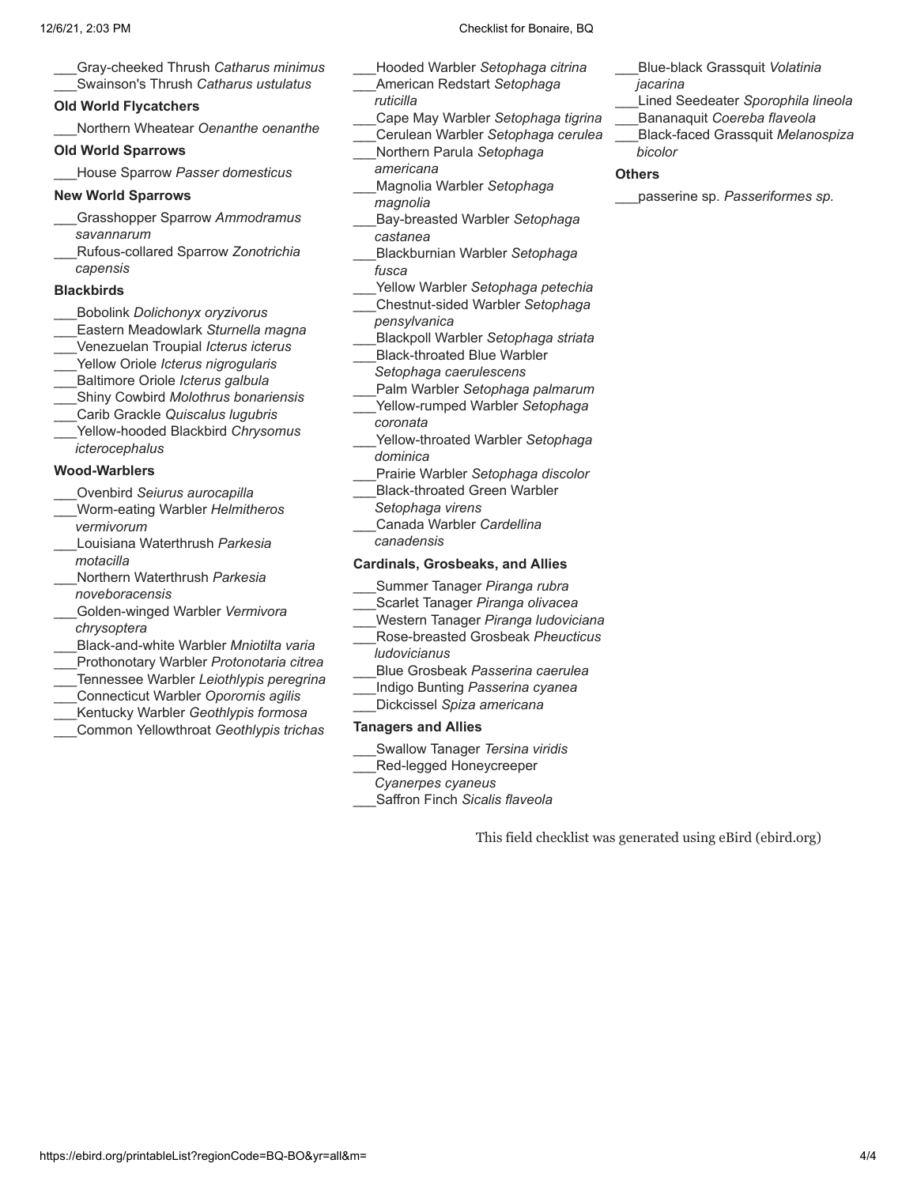___Gray-cheeked Thrush *Catharus minimus*
___Swainson's Thrush *Catharus ustulatus*

**Old World Flycatchers**

___Northern Wheatear *Oenanthe oenanthe*

**Old World Sparrows**

___House Sparrow *Passer domesticus*

**New World Sparrows**

___Grasshopper Sparrow *Ammodramus savannarum*
___Rufous-collared Sparrow *Zonotrichia capensis*

**Blackbirds**

___Bobolink *Dolichonyx oryzivorus*
___Eastern Meadowlark *Sturnella magna*
___Venezuelan Troupial *Icterus icterus*
___Yellow Oriole *Icterus nigrogularis*
___Baltimore Oriole *Icterus galbula*
___Shiny Cowbird *Molothrus bonariensis*
___Carib Grackle *Quiscalus lugubris*
___Yellow-hooded Blackbird *Chrysomus icterocephalus*

**Wood-Warblers**

___Ovenbird *Seiurus aurocapilla*
___Worm-eating Warbler *Helmitheros vermivorum*
___Louisiana Waterthrush *Parkesia motacilla*
___Northern Waterthrush *Parkesia noveboracensis*
___Golden-winged Warbler *Vermivora chrysoptera*
___Black-and-white Warbler *Mniotilta varia*
___Prothonotary Warbler *Protonotaria citrea*
___Tennessee Warbler *Leiothlypis peregrina*
___Connecticut Warbler *Oporornis agilis*
___Kentucky Warbler *Geothlypis formosa*
___Common Yellowthroat *Geothlypis trichas*
___Hooded Warbler *Setophaga citrina*
___American Redstart *Setophaga ruticilla*
___Cape May Warbler *Setophaga tigrina*
___Cerulean Warbler *Setophaga cerulea*
___Northern Parula *Setophaga americana*
___Magnolia Warbler *Setophaga magnolia*
___Bay-breasted Warbler *Setophaga castanea*
___Blackburnian Warbler *Setophaga fusca*
___Yellow Warbler *Setophaga petechia*
___Chestnut-sided Warbler *Setophaga pensylvanica*
___Blackpoll Warbler *Setophaga striata*
___Black-throated Blue Warbler *Setophaga caerulescens*
___Palm Warbler *Setophaga palmarum*
___Yellow-rumped Warbler *Setophaga coronata*
___Yellow-throated Warbler *Setophaga dominica*
___Prairie Warbler *Setophaga discolor*
___Black-throated Green Warbler *Setophaga virens*
___Canada Warbler *Cardellina canadensis*

**Cardinals, Grosbeaks, and Allies**

___Summer Tanager *Piranga rubra*
___Scarlet Tanager *Piranga olivacea*
___Western Tanager *Piranga ludoviciana*
___Rose-breasted Grosbeak *Pheucticus ludovicianus*
___Blue Grosbeak *Passerina caerulea*
___Indigo Bunting *Passerina cyanea*
___Dickcissel *Spiza americana*

**Tanagers and Allies**

___Swallow Tanager *Tersina viridis*
___Red-legged Honeycreeper *Cyanerpes cyaneus*
___Saffron Finch *Sicalis flaveola*
___Blue-black Grassquit *Volatinia jacarina*
___Lined Seedeater *Sporophila lineola*
___Bananaquit *Coereba flaveola*
___Black-faced Grassquit *Melanospiza bicolor*

**Others**

___passerine sp. *Passeriformes sp.*

This field checklist was generated using eBird (ebird.org)